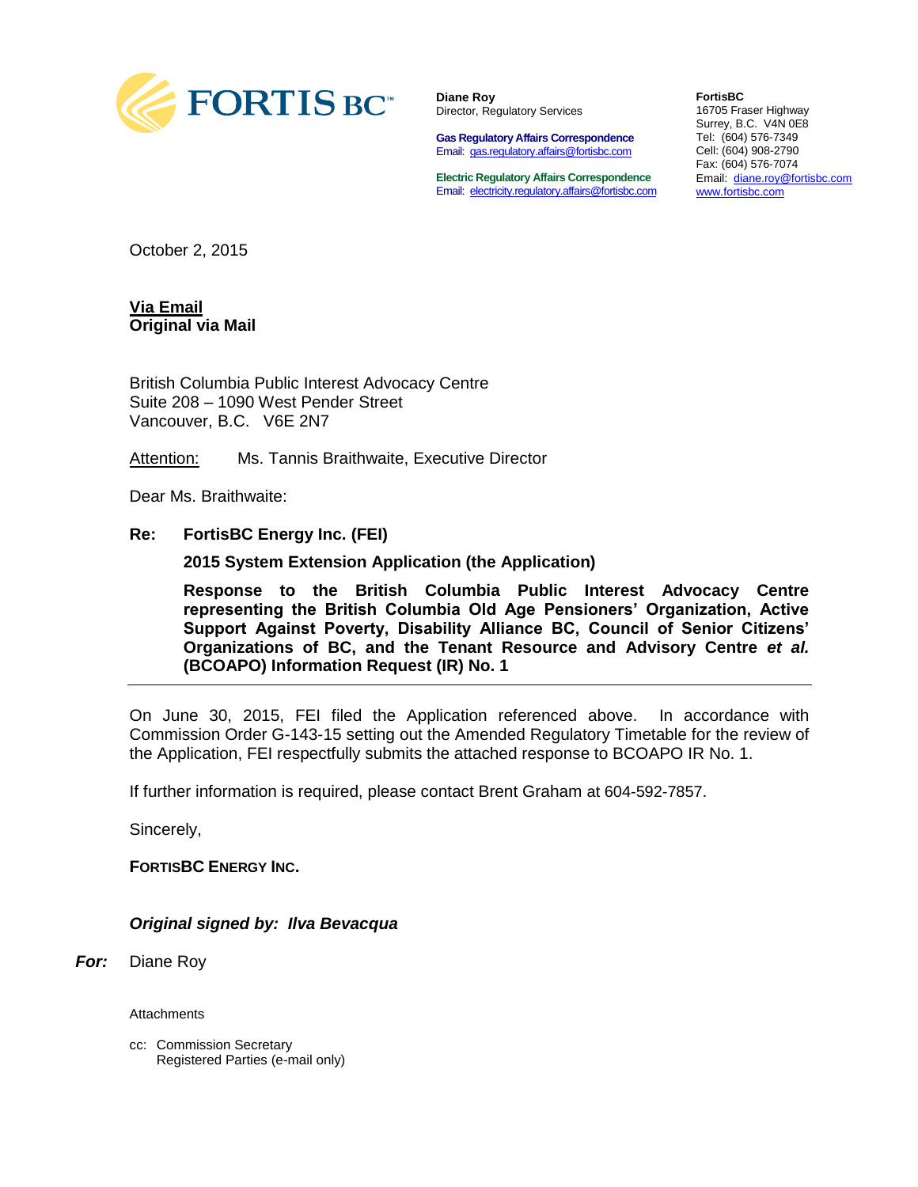FORTIS BC™

**Diane Roy**
Director, Regulatory Services

**Gas Regulatory Affairs Correspondence**
Email: gas.regulatory.affairs@fortisbc.com

**Electric Regulatory Affairs Correspondence**
Email: electricity.regulatory.affairs@fortisbc.com

**FortisBC**
16705 Fraser Highway
Surrey, B.C. V4N 0E8
Tel: (604) 576-7349
Cell: (604) 908-2790
Fax: (604) 576-7074
Email: diane.roy@fortisbc.com
www.fortisbc.com

October 2, 2015

**Via Email**
**Original via Mail**

British Columbia Public Interest Advocacy Centre
Suite 208 – 1090 West Pender Street
Vancouver, B.C. V6E 2N7

Attention: Ms. Tannis Braithwaite, Executive Director

Dear Ms. Braithwaite:

**Re: FortisBC Energy Inc. (FEI)**

**2015 System Extension Application (the Application)**

**Response to the British Columbia Public Interest Advocacy Centre representing the British Columbia Old Age Pensioners' Organization, Active Support Against Poverty, Disability Alliance BC, Council of Senior Citizens' Organizations of BC, and the Tenant Resource and Advisory Centre *et al.* (BCOAPO) Information Request (IR) No. 1**

---

On June 30, 2015, FEI filed the Application referenced above. In accordance with Commission Order G-143-15 setting out the Amended Regulatory Timetable for the review of the Application, FEI respectfully submits the attached response to BCOAPO IR No. 1.

If further information is required, please contact Brent Graham at 604-592-7857.

Sincerely,

**FORTISBC ENERGY INC.**

***Original signed by: Ilva Bevacqua***

***For:*** Diane Roy

Attachments

cc: Commission Secretary
Registered Parties (e-mail only)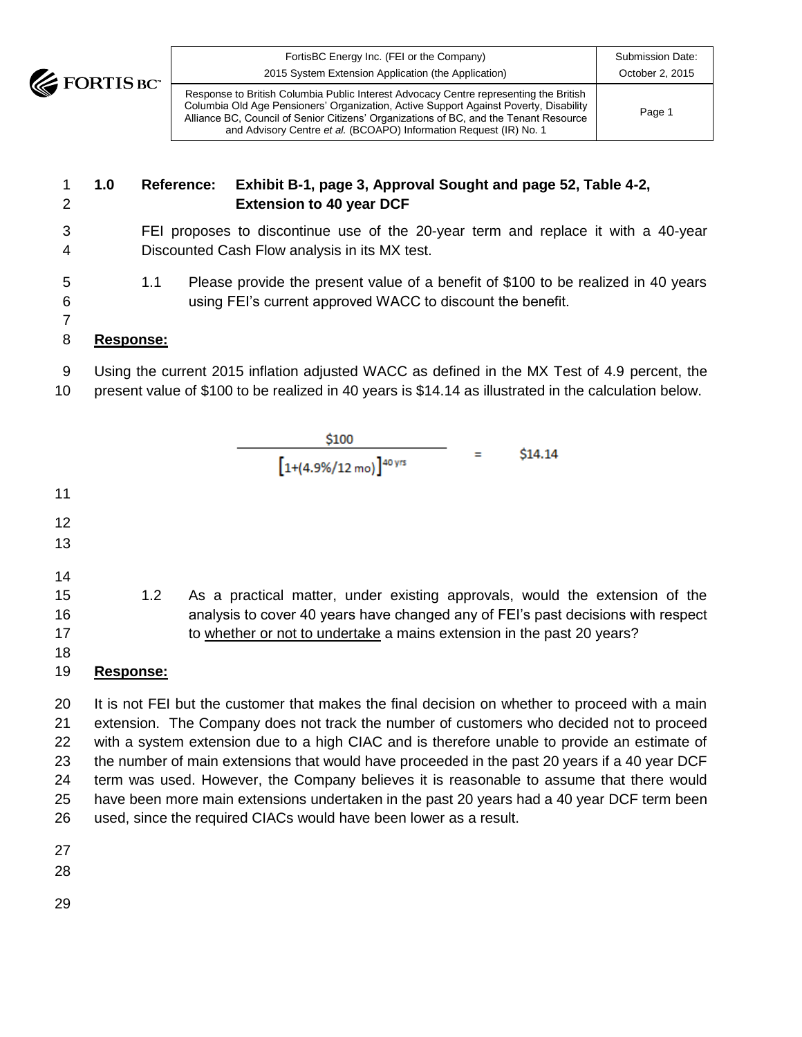**1.0 Reference: Exhibit B-1, page 3, Approval Sought and page 52, Table 4-2, Extension to 40 year DCF**

FEI proposes to discontinue use of the 20-year term and replace it with a 40-year Discounted Cash Flow analysis in its MX test.

1.1 Please provide the present value of a benefit of $100 to be realized in 40 years using FEI's current approved WACC to discount the benefit.

**Response:**

Using the current 2015 inflation adjusted WACC as defined in the MX Test of 4.9 percent, the present value of $100 to be realized in 40 years is $14.14 as illustrated in the calculation below.

$$\frac{\$100}{\left[1+(4.9\%/12\text{ mo})\right]^{40\text{ yrs}}} = \$14.14$$

1.2 As a practical matter, under existing approvals, would the extension of the analysis to cover 40 years have changed any of FEI's past decisions with respect to whether or not to undertake a mains extension in the past 20 years?

**Response:**

It is not FEI but the customer that makes the final decision on whether to proceed with a main extension. The Company does not track the number of customers who decided not to proceed with a system extension due to a high CIAC and is therefore unable to provide an estimate of the number of main extensions that would have proceeded in the past 20 years if a 40 year DCF term was used. However, the Company believes it is reasonable to assume that there would have been more main extensions undertaken in the past 20 years had a 40 year DCF term been used, since the required CIACs would have been lower as a result.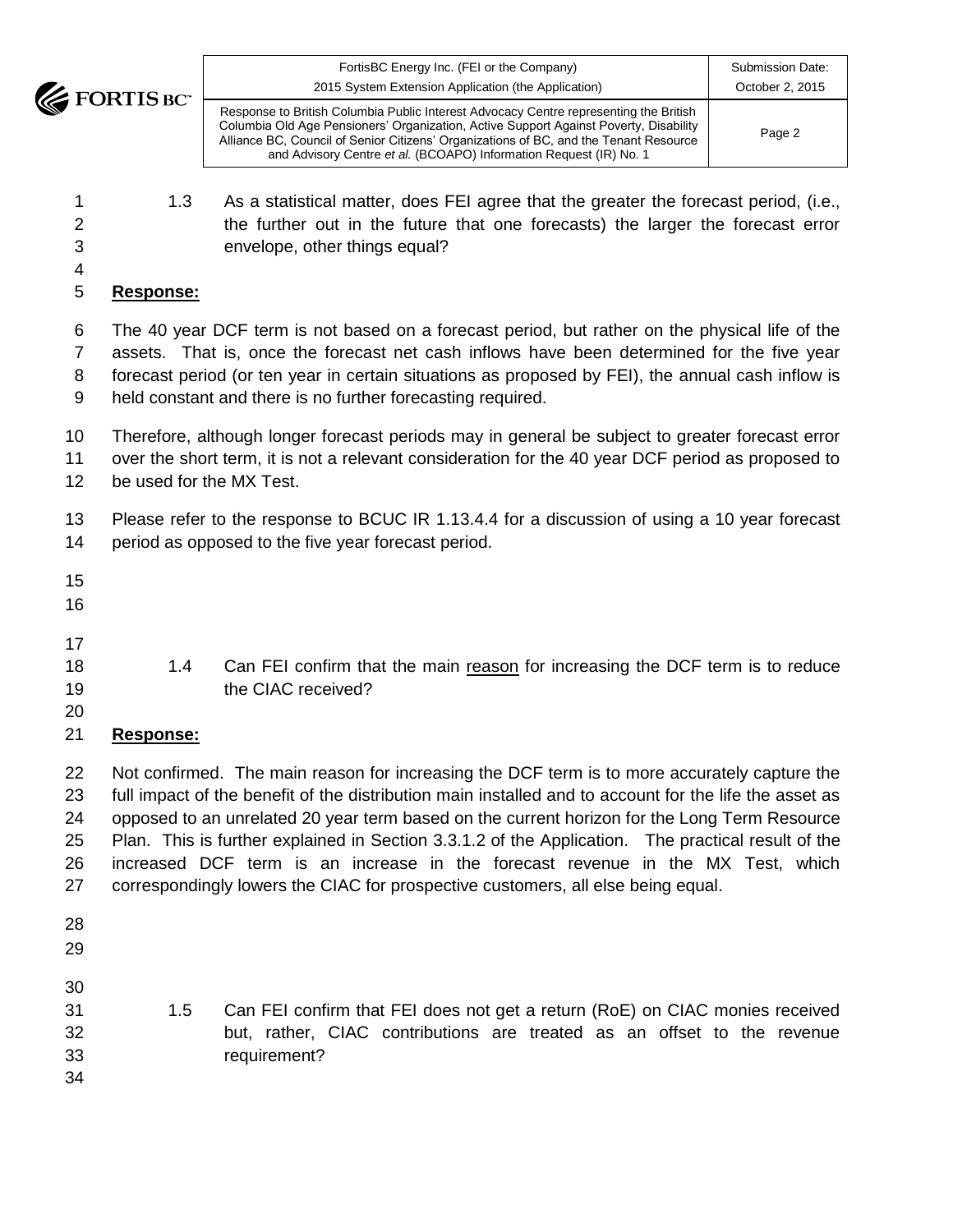1.3 As a statistical matter, does FEI agree that the greater the forecast period, (i.e., the further out in the future that one forecasts) the larger the forecast error envelope, other things equal?

**Response:**

The 40 year DCF term is not based on a forecast period, but rather on the physical life of the assets. That is, once the forecast net cash inflows have been determined for the five year forecast period (or ten year in certain situations as proposed by FEI), the annual cash inflow is held constant and there is no further forecasting required.

Therefore, although longer forecast periods may in general be subject to greater forecast error over the short term, it is not a relevant consideration for the 40 year DCF period as proposed to be used for the MX Test.

Please refer to the response to BCUC IR 1.13.4.4 for a discussion of using a 10 year forecast period as opposed to the five year forecast period.

1.4 Can FEI confirm that the main reason for increasing the DCF term is to reduce the CIAC received?

**Response:**

Not confirmed. The main reason for increasing the DCF term is to more accurately capture the full impact of the benefit of the distribution main installed and to account for the life the asset as opposed to an unrelated 20 year term based on the current horizon for the Long Term Resource Plan. This is further explained in Section 3.3.1.2 of the Application. The practical result of the increased DCF term is an increase in the forecast revenue in the MX Test, which correspondingly lowers the CIAC for prospective customers, all else being equal.

1.5 Can FEI confirm that FEI does not get a return (RoE) on CIAC monies received but, rather, CIAC contributions are treated as an offset to the revenue requirement?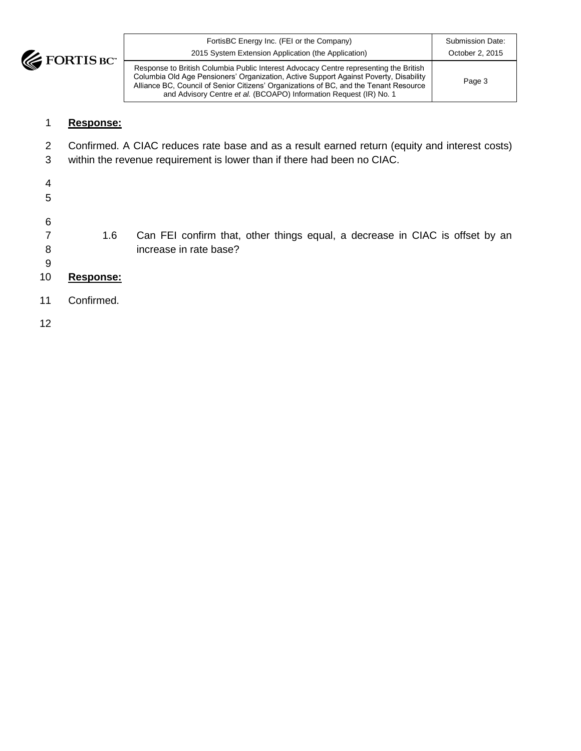**Response:**

Confirmed. A CIAC reduces rate base and as a result earned return (equity and interest costs) within the revenue requirement is lower than if there had been no CIAC.

1.6 Can FEI confirm that, other things equal, a decrease in CIAC is offset by an increase in rate base?

**Response:**

Confirmed.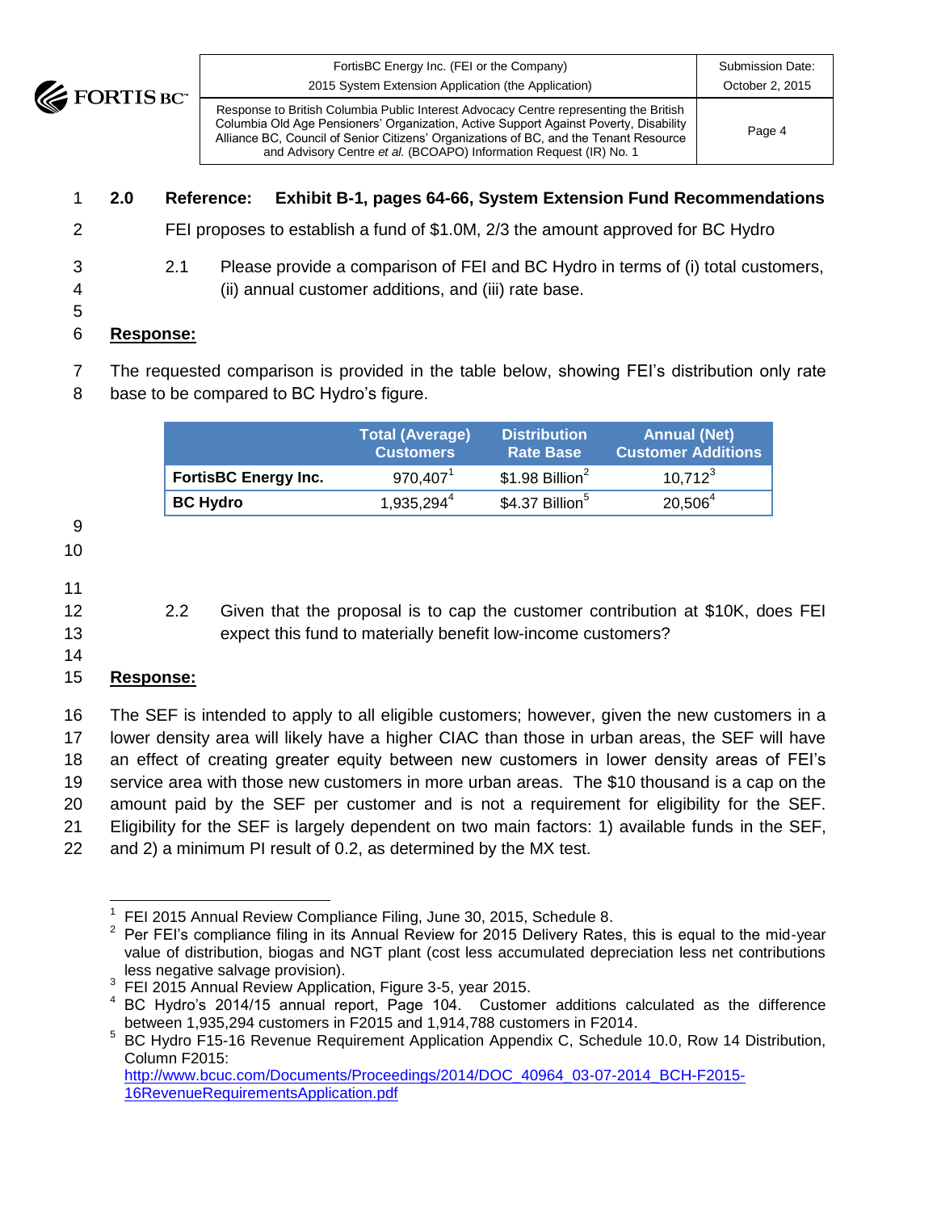## 2.0 Reference: Exhibit B-1, pages 64-66, System Extension Fund Recommendations

FEI proposes to establish a fund of $1.0M, 2/3 the amount approved for BC Hydro

2.1 Please provide a comparison of FEI and BC Hydro in terms of (i) total customers, (ii) annual customer additions, and (iii) rate base.

**Response:**

The requested comparison is provided in the table below, showing FEI's distribution only rate base to be compared to BC Hydro's figure.

| | Total (Average) Customers | Distribution Rate Base | Annual (Net) Customer Additions |
|---|---|---|---|
| **FortisBC Energy Inc.** | 970,407[1] | $1.98 Billion[2] | 10,712[3] |
| **BC Hydro** | 1,935,294[4] | $4.37 Billion[5] | 20,506[4] |

2.2 Given that the proposal is to cap the customer contribution at $10K, does FEI expect this fund to materially benefit low-income customers?

**Response:**

The SEF is intended to apply to all eligible customers; however, given the new customers in a lower density area will likely have a higher CIAC than those in urban areas, the SEF will have an effect of creating greater equity between new customers in lower density areas of FEI's service area with those new customers in more urban areas. The $10 thousand is a cap on the amount paid by the SEF per customer and is not a requirement for eligibility for the SEF. Eligibility for the SEF is largely dependent on two main factors: 1) available funds in the SEF, and 2) a minimum PI result of 0.2, as determined by the MX test.

---

[1] FEI 2015 Annual Review Compliance Filing, June 30, 2015, Schedule 8.

[2] Per FEI's compliance filing in its Annual Review for 2015 Delivery Rates, this is equal to the mid-year value of distribution, biogas and NGT plant (cost less accumulated depreciation less net contributions less negative salvage provision).

[3] FEI 2015 Annual Review Application, Figure 3-5, year 2015.

[4] BC Hydro's 2014/15 annual report, Page 104. Customer additions calculated as the difference between 1,935,294 customers in F2015 and 1,914,788 customers in F2014.

[5] BC Hydro F15-16 Revenue Requirement Application Appendix C, Schedule 10.0, Row 14 Distribution, Column F2015: http://www.bcuc.com/Documents/Proceedings/2014/DOC_40964_03-07-2014_BCH-F2015-16RevenueRequirementsApplication.pdf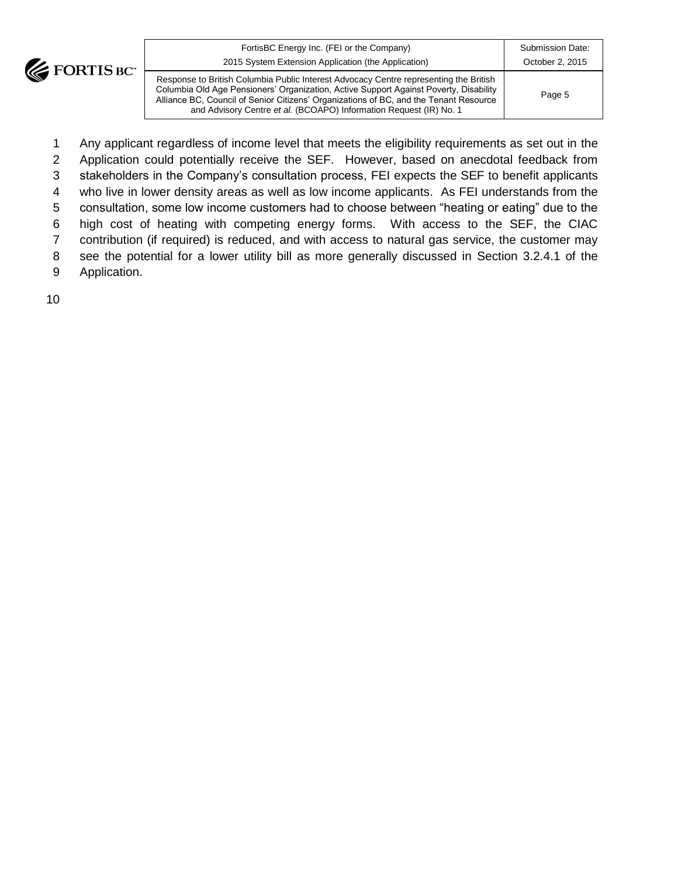Any applicant regardless of income level that meets the eligibility requirements as set out in the Application could potentially receive the SEF. However, based on anecdotal feedback from stakeholders in the Company's consultation process, FEI expects the SEF to benefit applicants who live in lower density areas as well as low income applicants. As FEI understands from the consultation, some low income customers had to choose between "heating or eating" due to the high cost of heating with competing energy forms. With access to the SEF, the CIAC contribution (if required) is reduced, and with access to natural gas service, the customer may see the potential for a lower utility bill as more generally discussed in Section 3.2.4.1 of the Application.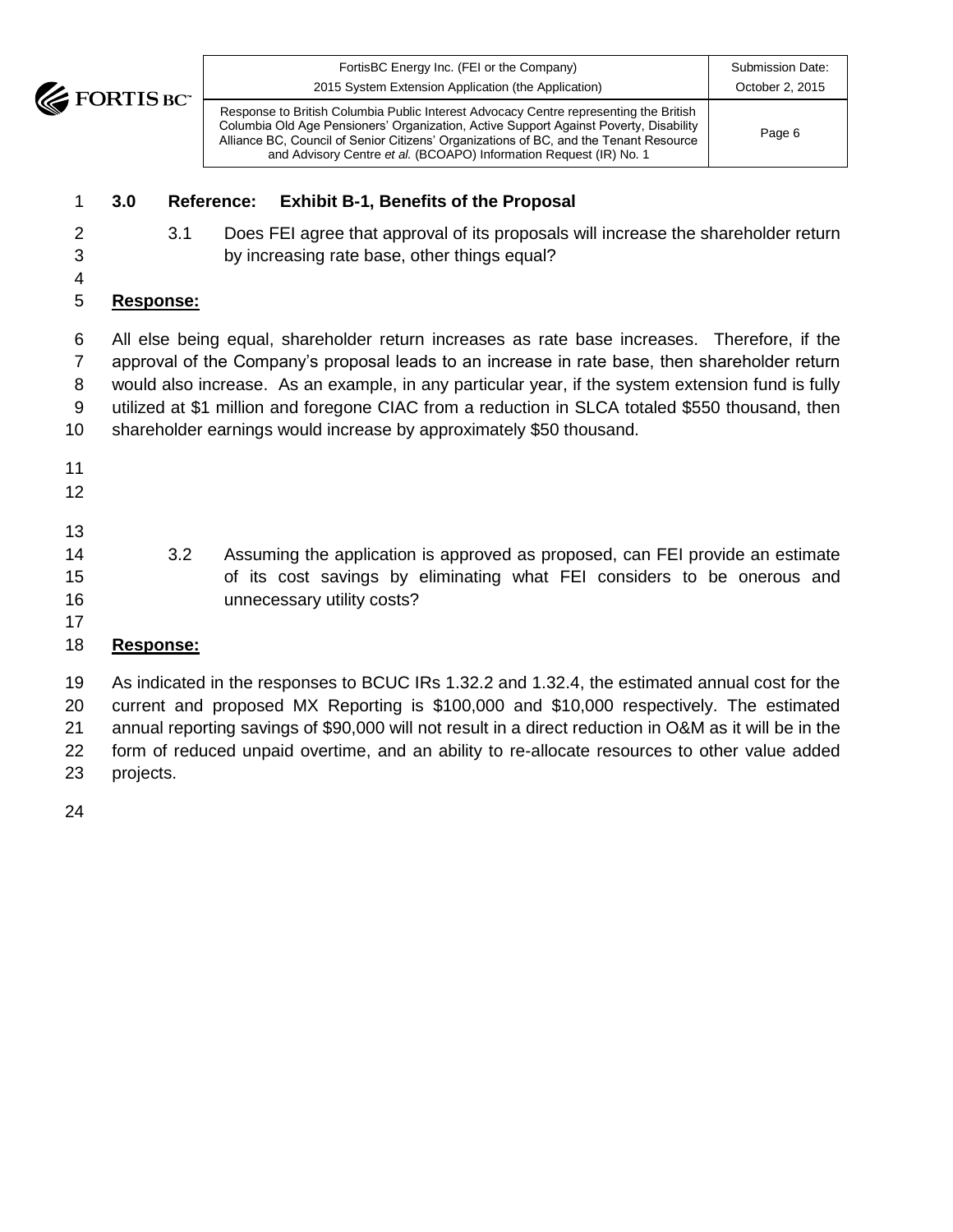**3.0 Reference: Exhibit B-1, Benefits of the Proposal**

3.1 Does FEI agree that approval of its proposals will increase the shareholder return by increasing rate base, other things equal?

**Response:**

All else being equal, shareholder return increases as rate base increases. Therefore, if the approval of the Company's proposal leads to an increase in rate base, then shareholder return would also increase. As an example, in any particular year, if the system extension fund is fully utilized at $1 million and foregone CIAC from a reduction in SLCA totaled $550 thousand, then shareholder earnings would increase by approximately $50 thousand.

3.2 Assuming the application is approved as proposed, can FEI provide an estimate of its cost savings by eliminating what FEI considers to be onerous and unnecessary utility costs?

**Response:**

As indicated in the responses to BCUC IRs 1.32.2 and 1.32.4, the estimated annual cost for the current and proposed MX Reporting is $100,000 and $10,000 respectively. The estimated annual reporting savings of $90,000 will not result in a direct reduction in O&M as it will be in the form of reduced unpaid overtime, and an ability to re-allocate resources to other value added projects.